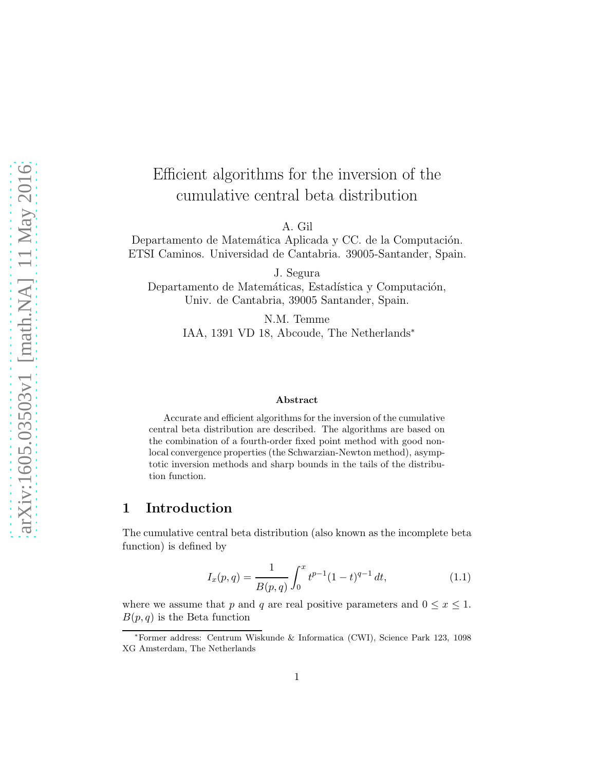# Efficient algorithms for the inversion of the cumulative central beta distribution

A. Gil
Departamento de Matemática Aplicada y CC. de la Computación.
ETSI Caminos. Universidad de Cantabria. 39005-Santander, Spain.

J. Segura
Departamento de Matemáticas, Estadística y Computación,
Univ. de Cantabria, 39005 Santander, Spain.

N.M. Temme
IAA, 1391 VD 18, Abcoude, The Netherlands*

**Abstract**

Accurate and efficient algorithms for the inversion of the cumulative central beta distribution are described. The algorithms are based on the combination of a fourth-order fixed point method with good non-local convergence properties (the Schwarzian-Newton method), asymptotic inversion methods and sharp bounds in the tails of the distribution function.

## 1 Introduction

The cumulative central beta distribution (also known as the incomplete beta function) is defined by

$$I_x(p,q) = \frac{1}{B(p,q)} \int_0^x t^{p-1}(1-t)^{q-1}\,dt, \tag{1.1}$$

where we assume that $p$ and $q$ are real positive parameters and $0 \le x \le 1$. $B(p,q)$ is the Beta function

*Former address: Centrum Wiskunde & Informatica (CWI), Science Park 123, 1098 XG Amsterdam, The Netherlands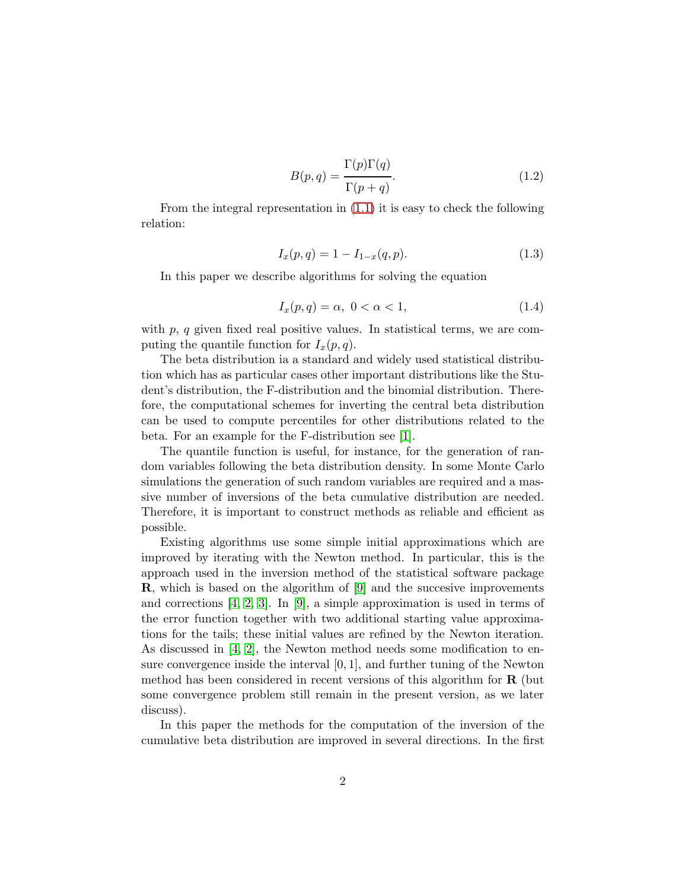$$B(p, q) = \frac{\Gamma(p)\Gamma(q)}{\Gamma(p+q)}. \tag{1.2}$$

From the integral representation in (1.1) it is easy to check the following relation:

$$I_x(p, q) = 1 - I_{1-x}(q, p). \tag{1.3}$$

In this paper we describe algorithms for solving the equation

$$I_x(p, q) = \alpha, \ 0 < \alpha < 1, \tag{1.4}$$

with $p$, $q$ given fixed real positive values. In statistical terms, we are computing the quantile function for $I_x(p, q)$.

The beta distribution ia a standard and widely used statistical distribution which has as particular cases other important distributions like the Student's distribution, the F-distribution and the binomial distribution. Therefore, the computational schemes for inverting the central beta distribution can be used to compute percentiles for other distributions related to the beta. For an example for the F-distribution see [1].

The quantile function is useful, for instance, for the generation of random variables following the beta distribution density. In some Monte Carlo simulations the generation of such random variables are required and a massive number of inversions of the beta cumulative distribution are needed. Therefore, it is important to construct methods as reliable and efficient as possible.

Existing algorithms use some simple initial approximations which are improved by iterating with the Newton method. In particular, this is the approach used in the inversion method of the statistical software package **R**, which is based on the algorithm of [9] and the succesive improvements and corrections [4, 2, 3]. In [9], a simple approximation is used in terms of the error function together with two additional starting value approximations for the tails; these initial values are refined by the Newton iteration. As discussed in [4, 2], the Newton method needs some modification to ensure convergence inside the interval $[0, 1]$, and further tuning of the Newton method has been considered in recent versions of this algorithm for **R** (but some convergence problem still remain in the present version, as we later discuss).

In this paper the methods for the computation of the inversion of the cumulative beta distribution are improved in several directions. In the first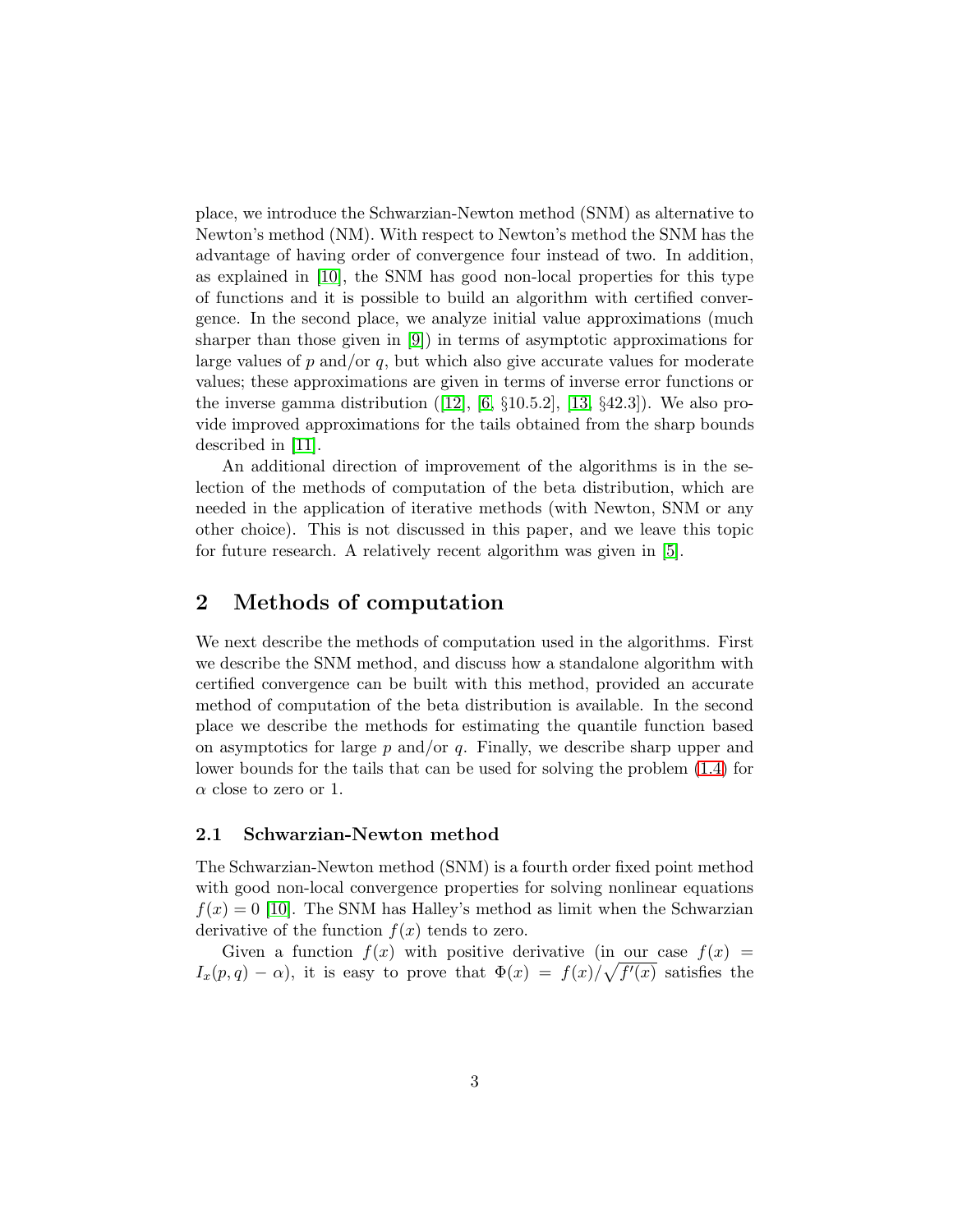place, we introduce the Schwarzian-Newton method (SNM) as alternative to Newton's method (NM). With respect to Newton's method the SNM has the advantage of having order of convergence four instead of two. In addition, as explained in [10], the SNM has good non-local properties for this type of functions and it is possible to build an algorithm with certified convergence. In the second place, we analyze initial value approximations (much sharper than those given in [9]) in terms of asymptotic approximations for large values of $p$ and/or $q$, but which also give accurate values for moderate values; these approximations are given in terms of inverse error functions or the inverse gamma distribution ([12], [6, §10.5.2], [13, §42.3]). We also provide improved approximations for the tails obtained from the sharp bounds described in [11].

An additional direction of improvement of the algorithms is in the selection of the methods of computation of the beta distribution, which are needed in the application of iterative methods (with Newton, SNM or any other choice). This is not discussed in this paper, and we leave this topic for future research. A relatively recent algorithm was given in [5].

## 2 Methods of computation

We next describe the methods of computation used in the algorithms. First we describe the SNM method, and discuss how a standalone algorithm with certified convergence can be built with this method, provided an accurate method of computation of the beta distribution is available. In the second place we describe the methods for estimating the quantile function based on asymptotics for large $p$ and/or $q$. Finally, we describe sharp upper and lower bounds for the tails that can be used for solving the problem (1.4) for $\alpha$ close to zero or 1.

### 2.1 Schwarzian-Newton method

The Schwarzian-Newton method (SNM) is a fourth order fixed point method with good non-local convergence properties for solving nonlinear equations $f(x) = 0$ [10]. The SNM has Halley's method as limit when the Schwarzian derivative of the function $f(x)$ tends to zero.

Given a function $f(x)$ with positive derivative (in our case $f(x) = I_x(p, q) - \alpha$), it is easy to prove that $\Phi(x) = f(x)/\sqrt{f'(x)}$ satisfies the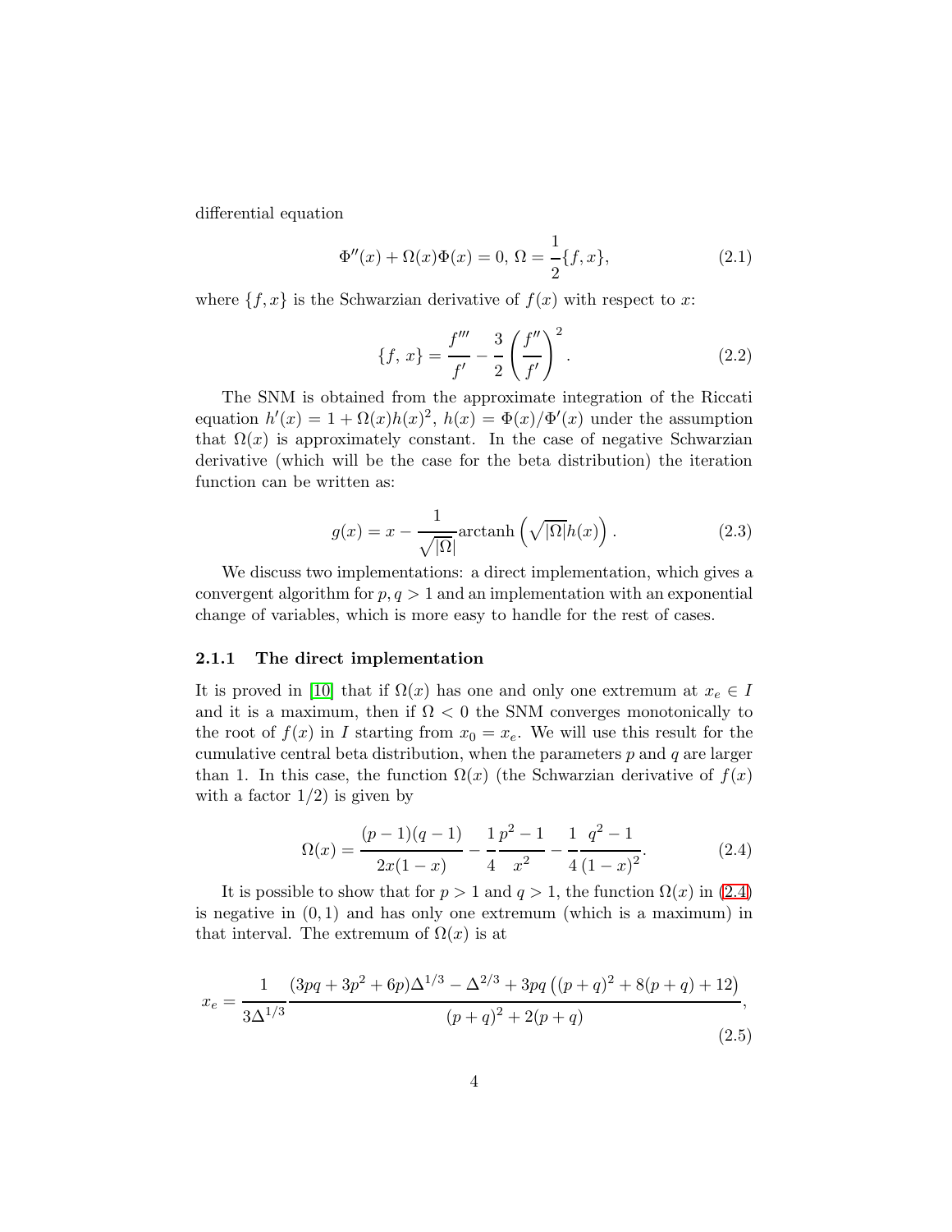differential equation

$$\Phi''(x) + \Omega(x)\Phi(x) = 0,\ \Omega = \frac{1}{2}\{f, x\}, \tag{2.1}$$

where $\{f, x\}$ is the Schwarzian derivative of $f(x)$ with respect to $x$:

$$\{f,\, x\} = \frac{f'''}{f'} - \frac{3}{2}\left(\frac{f''}{f'}\right)^2. \tag{2.2}$$

The SNM is obtained from the approximate integration of the Riccati equation $h'(x) = 1 + \Omega(x)h(x)^2$, $h(x) = \Phi(x)/\Phi'(x)$ under the assumption that $\Omega(x)$ is approximately constant. In the case of negative Schwarzian derivative (which will be the case for the beta distribution) the iteration function can be written as:

$$g(x) = x - \frac{1}{\sqrt{|\Omega|}}\operatorname{arctanh}\left(\sqrt{|\Omega|}h(x)\right). \tag{2.3}$$

We discuss two implementations: a direct implementation, which gives a convergent algorithm for $p, q > 1$ and an implementation with an exponential change of variables, which is more easy to handle for the rest of cases.

### 2.1.1 The direct implementation

It is proved in [10] that if $\Omega(x)$ has one and only one extremum at $x_e \in I$ and it is a maximum, then if $\Omega < 0$ the SNM converges monotonically to the root of $f(x)$ in $I$ starting from $x_0 = x_e$. We will use this result for the cumulative central beta distribution, when the parameters $p$ and $q$ are larger than 1. In this case, the function $\Omega(x)$ (the Schwarzian derivative of $f(x)$ with a factor $1/2$) is given by

$$\Omega(x) = \frac{(p-1)(q-1)}{2x(1-x)} - \frac{1}{4}\frac{p^2-1}{x^2} - \frac{1}{4}\frac{q^2-1}{(1-x)^2}. \tag{2.4}$$

It is possible to show that for $p > 1$ and $q > 1$, the function $\Omega(x)$ in (2.4) is negative in $(0, 1)$ and has only one extremum (which is a maximum) in that interval. The extremum of $\Omega(x)$ is at

$$x_e = \frac{1}{3\Delta^{1/3}}\frac{(3pq + 3p^2 + 6p)\Delta^{1/3} - \Delta^{2/3} + 3pq\left((p+q)^2 + 8(p+q) + 12\right)}{(p+q)^2 + 2(p+q)}, \tag{2.5}$$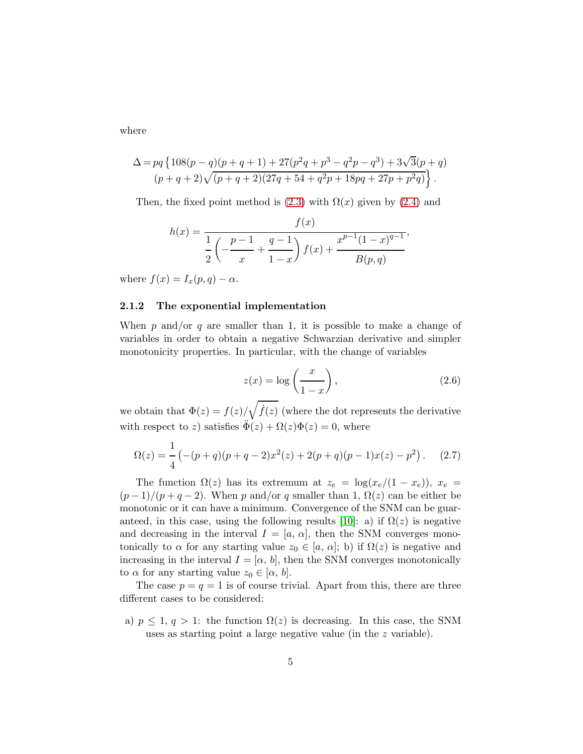where

$$\Delta = pq\left\{108(p-q)(p+q+1) + 27(p^2q + p^3 - q^2p - q^3) + 3\sqrt{3}(p+q)\right.$$
$$\left.(p+q+2)\sqrt{(p+q+2)(27q+54+q^2p+18pq+27p+p^2q)}\right\}.$$

Then, the fixed point method is (2.3) with $\Omega(x)$ given by (2.4) and

$$h(x) = \frac{f(x)}{\dfrac{1}{2}\left(-\dfrac{p-1}{x} + \dfrac{q-1}{1-x}\right)f(x) + \dfrac{x^{p-1}(1-x)^{q-1}}{B(p,q)}},$$

where $f(x) = I_x(p,q) - \alpha$.

### 2.1.2 The exponential implementation

When $p$ and/or $q$ are smaller than 1, it is possible to make a change of variables in order to obtain a negative Schwarzian derivative and simpler monotonicity properties. In particular, with the change of variables

$$z(x) = \log\left(\frac{x}{1-x}\right), \tag{2.6}$$

we obtain that $\Phi(z) = f(z)/\sqrt{\dot{f}(z)}$ (where the dot represents the derivative with respect to $z$) satisfies $\ddot{\Phi}(z) + \Omega(z)\Phi(z) = 0$, where

$$\Omega(z) = \frac{1}{4}\left(-(p+q)(p+q-2)x^2(z) + 2(p+q)(p-1)x(z) - p^2\right). \tag{2.7}$$

The function $\Omega(z)$ has its extremum at $z_e = \log(x_e/(1-x_e))$, $x_e = (p-1)/(p+q-2)$. When $p$ and/or $q$ smaller than 1, $\Omega(z)$ can be either be monotonic or it can have a minimum. Convergence of the SNM can be guaranteed, in this case, using the following results [10]: a) if $\Omega(z)$ is negative and decreasing in the interval $I = [a,\, \alpha]$, then the SNM converges monotonically to $\alpha$ for any starting value $z_0 \in [a,\, \alpha]$; b) if $\Omega(z)$ is negative and increasing in the interval $I = [\alpha,\, b]$, then the SNM converges monotonically to $\alpha$ for any starting value $z_0 \in [\alpha,\, b]$.

The case $p = q = 1$ is of course trivial. Apart from this, there are three different cases to be considered:

a) $p \le 1$, $q > 1$: the function $\Omega(z)$ is decreasing. In this case, the SNM uses as starting point a large negative value (in the $z$ variable).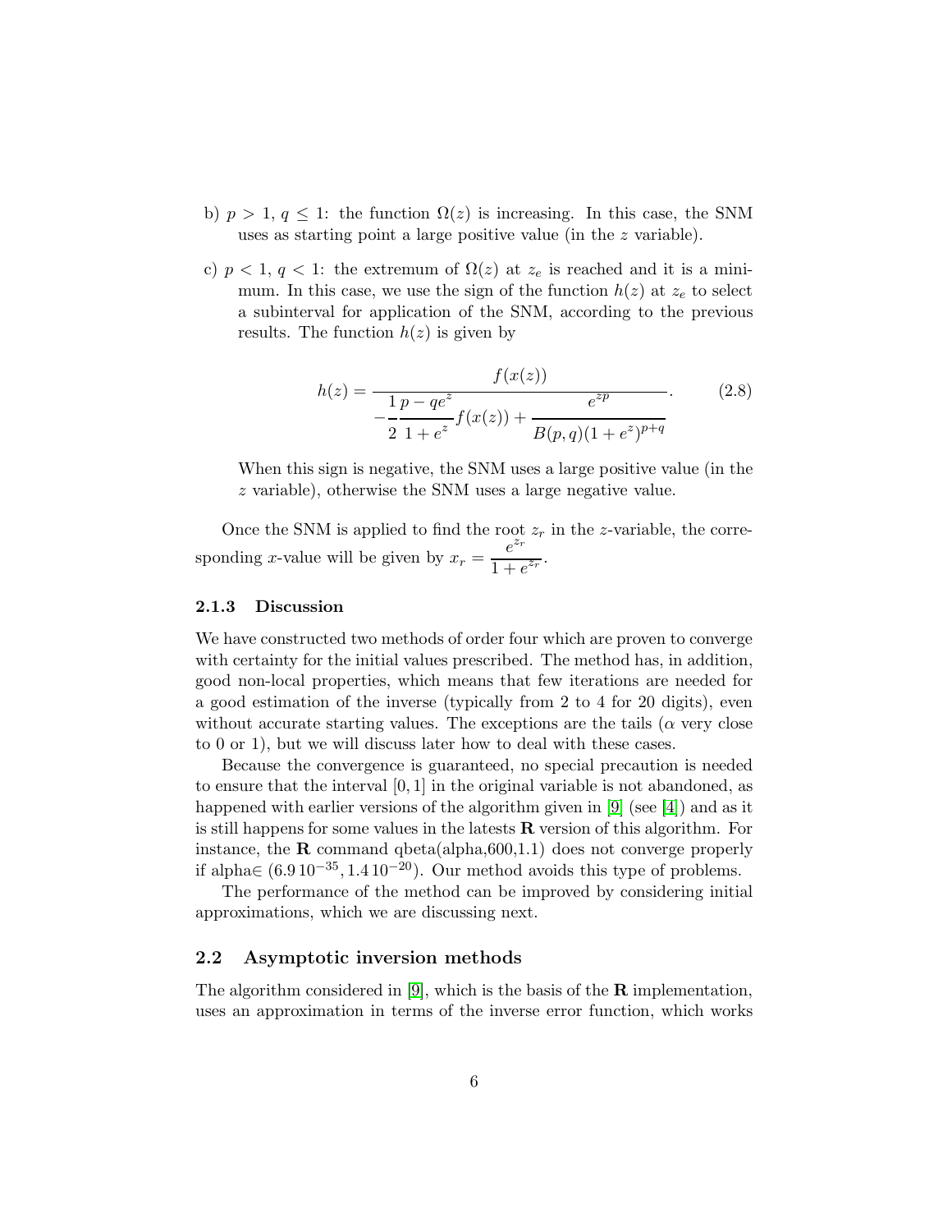b) $p > 1$, $q \leq 1$: the function $\Omega(z)$ is increasing. In this case, the SNM uses as starting point a large positive value (in the $z$ variable).

c) $p < 1$, $q < 1$: the extremum of $\Omega(z)$ at $z_e$ is reached and it is a minimum. In this case, we use the sign of the function $h(z)$ at $z_e$ to select a subinterval for application of the SNM, according to the previous results. The function $h(z)$ is given by

$$h(z) = \frac{f(x(z))}{-\dfrac{1}{2}\dfrac{p - qe^z}{1 + e^z} f(x(z)) + \dfrac{e^{zp}}{B(p,q)(1 + e^z)^{p+q}}}. \tag{2.8}$$

When this sign is negative, the SNM uses a large positive value (in the $z$ variable), otherwise the SNM uses a large negative value.

Once the SNM is applied to find the root $z_r$ in the $z$-variable, the corresponding $x$-value will be given by $x_r = \dfrac{e^{z_r}}{1 + e^{z_r}}$.

### 2.1.3 Discussion

We have constructed two methods of order four which are proven to converge with certainty for the initial values prescribed. The method has, in addition, good non-local properties, which means that few iterations are needed for a good estimation of the inverse (typically from 2 to 4 for 20 digits), even without accurate starting values. The exceptions are the tails ($\alpha$ very close to 0 or 1), but we will discuss later how to deal with these cases.

Because the convergence is guaranteed, no special precaution is needed to ensure that the interval $[0, 1]$ in the original variable is not abandoned, as happened with earlier versions of the algorithm given in [9] (see [4]) and as it is still happens for some values in the latests **R** version of this algorithm. For instance, the **R** command qbeta(alpha,600,1.1) does not converge properly if alpha$\in (6.9\,10^{-35}, 1.4\,10^{-20})$. Our method avoids this type of problems.

The performance of the method can be improved by considering initial approximations, which we are discussing next.

## 2.2 Asymptotic inversion methods

The algorithm considered in [9], which is the basis of the **R** implementation, uses an approximation in terms of the inverse error function, which works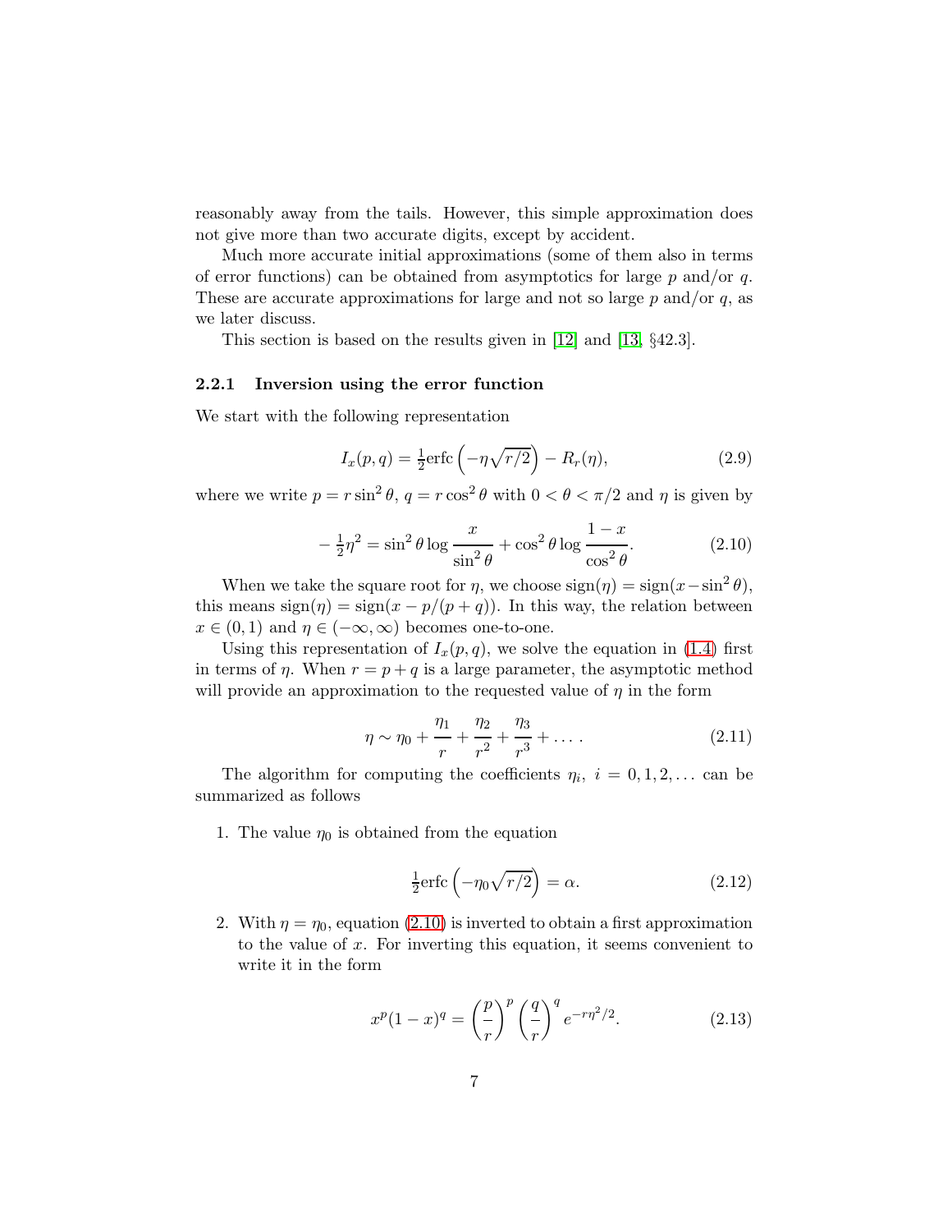reasonably away from the tails. However, this simple approximation does not give more than two accurate digits, except by accident.

Much more accurate initial approximations (some of them also in terms of error functions) can be obtained from asymptotics for large $p$ and/or $q$. These are accurate approximations for large and not so large $p$ and/or $q$, as we later discuss.

This section is based on the results given in [12] and [13, §42.3].

### 2.2.1 Inversion using the error function

We start with the following representation

$$I_x(p,q) = \tfrac{1}{2}\mathrm{erfc}\left(-\eta\sqrt{r/2}\right) - R_r(\eta), \tag{2.9}$$

where we write $p = r\sin^2\theta$, $q = r\cos^2\theta$ with $0 < \theta < \pi/2$ and $\eta$ is given by

$$-\tfrac{1}{2}\eta^2 = \sin^2\theta \log\frac{x}{\sin^2\theta} + \cos^2\theta \log\frac{1-x}{\cos^2\theta}. \tag{2.10}$$

When we take the square root for $\eta$, we choose $\mathrm{sign}(\eta) = \mathrm{sign}(x - \sin^2\theta)$, this means $\mathrm{sign}(\eta) = \mathrm{sign}(x - p/(p+q))$. In this way, the relation between $x \in (0,1)$ and $\eta \in (-\infty, \infty)$ becomes one-to-one.

Using this representation of $I_x(p,q)$, we solve the equation in (1.4) first in terms of $\eta$. When $r = p+q$ is a large parameter, the asymptotic method will provide an approximation to the requested value of $\eta$ in the form

$$\eta \sim \eta_0 + \frac{\eta_1}{r} + \frac{\eta_2}{r^2} + \frac{\eta_3}{r^3} + \ldots . \tag{2.11}$$

The algorithm for computing the coefficients $\eta_i$, $i = 0,1,2,\ldots$ can be summarized as follows

1. The value $\eta_0$ is obtained from the equation

$$\tfrac{1}{2}\mathrm{erfc}\left(-\eta_0\sqrt{r/2}\right) = \alpha. \tag{2.12}$$

2. With $\eta = \eta_0$, equation (2.10) is inverted to obtain a first approximation to the value of $x$. For inverting this equation, it seems convenient to write it in the form

$$x^p(1-x)^q = \left(\frac{p}{r}\right)^p \left(\frac{q}{r}\right)^q e^{-r\eta^2/2}. \tag{2.13}$$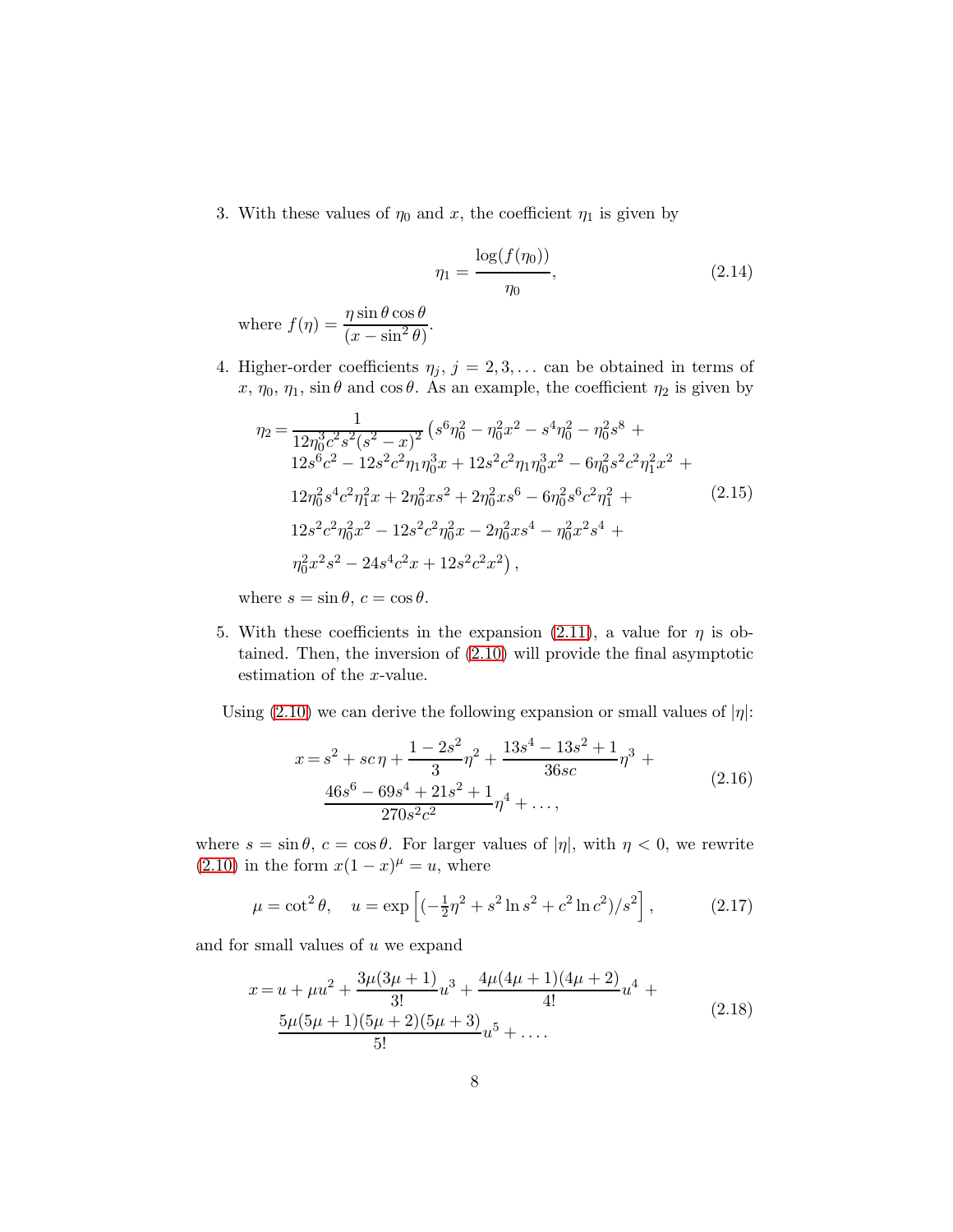3. With these values of $\eta_0$ and $x$, the coefficient $\eta_1$ is given by

$$\eta_1 = \frac{\log(f(\eta_0))}{\eta_0}, \tag{2.14}$$

   where $f(\eta) = \dfrac{\eta \sin\theta \cos\theta}{(x - \sin^2\theta)}$.

4. Higher-order coefficients $\eta_j$, $j = 2, 3, \ldots$ can be obtained in terms of $x$, $\eta_0$, $\eta_1$, $\sin\theta$ and $\cos\theta$. As an example, the coefficient $\eta_2$ is given by

$$\begin{aligned}
\eta_2 = &\frac{1}{12\eta_0^3 c^2 s^2 (s^2 - x)^2}\left(s^6\eta_0^2 - \eta_0^2 x^2 - s^4\eta_0^2 - \eta_0^2 s^8 + \right.\\
&12s^6c^2 - 12s^2c^2\eta_1\eta_0^3 x + 12s^2c^2\eta_1\eta_0^3 x^2 - 6\eta_0^2 s^2 c^2 \eta_1^2 x^2 + \\
&12\eta_0^2 s^4 c^2 \eta_1^2 x + 2\eta_0^2 x s^2 + 2\eta_0^2 x s^6 - 6\eta_0^2 s^6 c^2 \eta_1^2 + \\
&12s^2c^2\eta_0^2 x^2 - 12s^2c^2\eta_0^2 x - 2\eta_0^2 x s^4 - \eta_0^2 x^2 s^4 + \\
&\left.\eta_0^2 x^2 s^2 - 24s^4c^2 x + 12s^2c^2x^2\right),
\end{aligned} \tag{2.15}$$

   where $s = \sin\theta$, $c = \cos\theta$.

5. With these coefficients in the expansion (2.11), a value for $\eta$ is obtained. Then, the inversion of (2.10) will provide the final asymptotic estimation of the $x$-value.

Using (2.10) we can derive the following expansion or small values of $|\eta|$:

$$\begin{aligned}
x = &s^2 + sc\,\eta + \frac{1 - 2s^2}{3}\eta^2 + \frac{13s^4 - 13s^2 + 1}{36sc}\eta^3 + \\
&\frac{46s^6 - 69s^4 + 21s^2 + 1}{270s^2c^2}\eta^4 + \ldots,
\end{aligned} \tag{2.16}$$

where $s = \sin\theta$, $c = \cos\theta$. For larger values of $|\eta|$, with $\eta < 0$, we rewrite (2.10) in the form $x(1 - x)^\mu = u$, where

$$\mu = \cot^2\theta, \quad u = \exp\left[(-\tfrac{1}{2}\eta^2 + s^2\ln s^2 + c^2\ln c^2)/s^2\right], \tag{2.17}$$

and for small values of $u$ we expand

$$\begin{aligned}
x = &u + \mu u^2 + \frac{3\mu(3\mu + 1)}{3!}u^3 + \frac{4\mu(4\mu + 1)(4\mu + 2)}{4!}u^4 + \\
&\frac{5\mu(5\mu + 1)(5\mu + 2)(5\mu + 3)}{5!}u^5 + \ldots.
\end{aligned} \tag{2.18}$$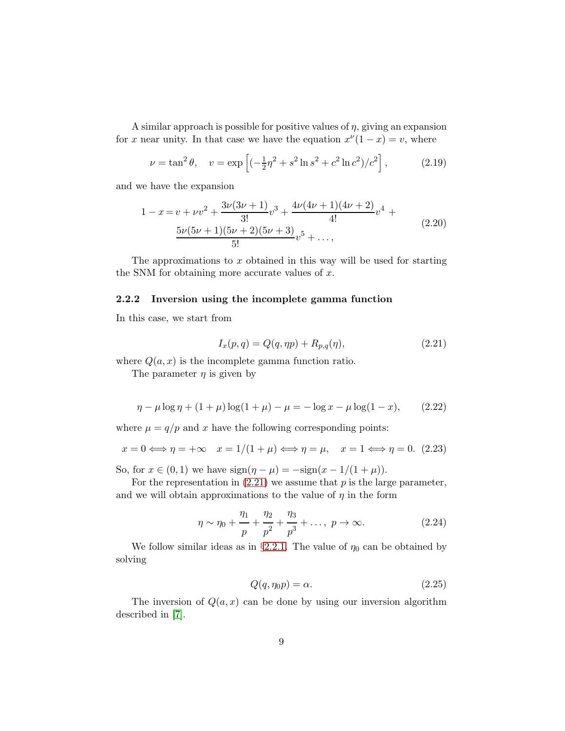A similar approach is possible for positive values of $\eta$, giving an expansion for $x$ near unity. In that case we have the equation $x^\nu(1-x) = v$, where

$$
\nu = \tan^2\theta, \quad v = \exp\left[(-\tfrac{1}{2}\eta^2 + s^2\ln s^2 + c^2\ln c^2)/c^2\right], \tag{2.19}
$$

and we have the expansion

$$
\begin{aligned}
1 - x = v + \nu v^2 + \frac{3\nu(3\nu+1)}{3!}v^3 + \frac{4\nu(4\nu+1)(4\nu+2)}{4!}v^4 + \\
\frac{5\nu(5\nu+1)(5\nu+2)(5\nu+3)}{5!}v^5 + \ldots,
\end{aligned}
\tag{2.20}
$$

The approximations to $x$ obtained in this way will be used for starting the SNM for obtaining more accurate values of $x$.

### 2.2.2 Inversion using the incomplete gamma function

In this case, we start from

$$
I_x(p,q) = Q(q, \eta p) + R_{p,q}(\eta), \tag{2.21}
$$

where $Q(a,x)$ is the incomplete gamma function ratio.

The parameter $\eta$ is given by

$$
\eta - \mu\log\eta + (1+\mu)\log(1+\mu) - \mu = -\log x - \mu\log(1-x), \tag{2.22}
$$

where $\mu = q/p$ and $x$ have the following corresponding points:

$$
x = 0 \Longleftrightarrow \eta = +\infty \quad x = 1/(1+\mu) \Longleftrightarrow \eta = \mu, \quad x = 1 \Longleftrightarrow \eta = 0. \tag{2.23}
$$

So, for $x \in (0,1)$ we have $\operatorname{sign}(\eta - \mu) = -\operatorname{sign}(x - 1/(1+\mu))$.

For the representation in (2.21) we assume that $p$ is the large parameter, and we will obtain approximations to the value of $\eta$ in the form

$$
\eta \sim \eta_0 + \frac{\eta_1}{p} + \frac{\eta_2}{p^2} + \frac{\eta_3}{p^3} + \ldots, \; p \to \infty. \tag{2.24}
$$

We follow similar ideas as in §2.2.1. The value of $\eta_0$ can be obtained by solving

$$
Q(q, \eta_0 p) = \alpha. \tag{2.25}
$$

The inversion of $Q(a,x)$ can be done by using our inversion algorithm described in [7].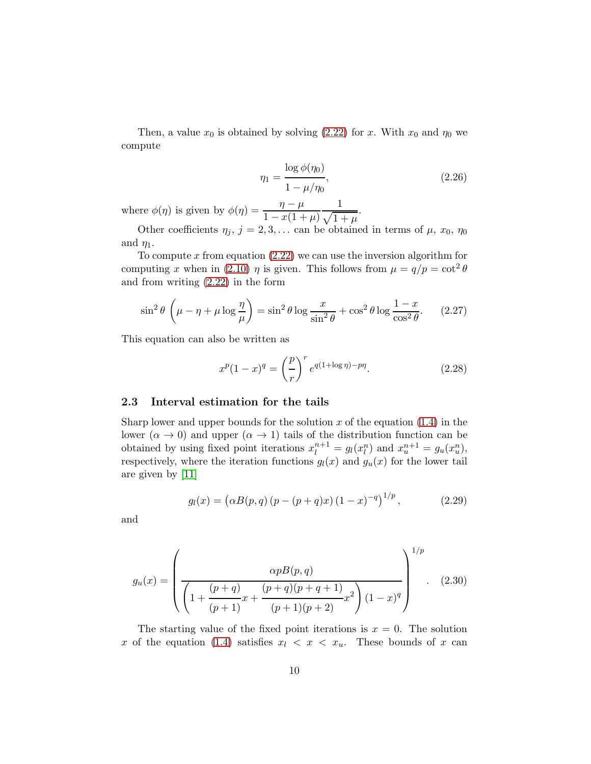Then, a value $x_0$ is obtained by solving (2.22) for $x$. With $x_0$ and $\eta_0$ we compute

$$\eta_1 = \frac{\log \phi(\eta_0)}{1 - \mu/\eta_0}, \tag{2.26}$$

where $\phi(\eta)$ is given by $\phi(\eta) = \dfrac{\eta - \mu}{1 - x(1+\mu)} \dfrac{1}{\sqrt{1+\mu}}$.

Other coefficients $\eta_j$, $j = 2, 3, \ldots$ can be obtained in terms of $\mu$, $x_0$, $\eta_0$ and $\eta_1$.

To compute $x$ from equation (2.22) we can use the inversion algorithm for computing $x$ when in (2.10) $\eta$ is given. This follows from $\mu = q/p = \cot^2 \theta$ and from writing (2.22) in the form

$$\sin^2 \theta \left( \mu - \eta + \mu \log \frac{\eta}{\mu} \right) = \sin^2 \theta \log \frac{x}{\sin^2 \theta} + \cos^2 \theta \log \frac{1-x}{\cos^2 \theta}. \tag{2.27}$$

This equation can also be written as

$$x^p (1-x)^q = \left( \frac{p}{r} \right)^r e^{q(1+\log \eta) - p\eta}. \tag{2.28}$$

### 2.3 Interval estimation for the tails

Sharp lower and upper bounds for the solution $x$ of the equation (1.4) in the lower ($\alpha \to 0$) and upper ($\alpha \to 1$) tails of the distribution function can be obtained by using fixed point iterations $x_l^{n+1} = g_l(x_l^n)$ and $x_u^{n+1} = g_u(x_u^n)$, respectively, where the iteration functions $g_l(x)$ and $g_u(x)$ for the lower tail are given by [11]

$$g_l(x) = \left( \alpha B(p,q) \left( p - (p+q)x \right) (1-x)^{-q} \right)^{1/p}, \tag{2.29}$$

and

$$g_u(x) = \left( \frac{\alpha p B(p,q)}{\left( 1 + \dfrac{(p+q)}{(p+1)} x + \dfrac{(p+q)(p+q+1)}{(p+1)(p+2)} x^2 \right) (1-x)^q} \right)^{1/p}. \tag{2.30}$$

The starting value of the fixed point iterations is $x = 0$. The solution $x$ of the equation (1.4) satisfies $x_l < x < x_u$. These bounds of $x$ can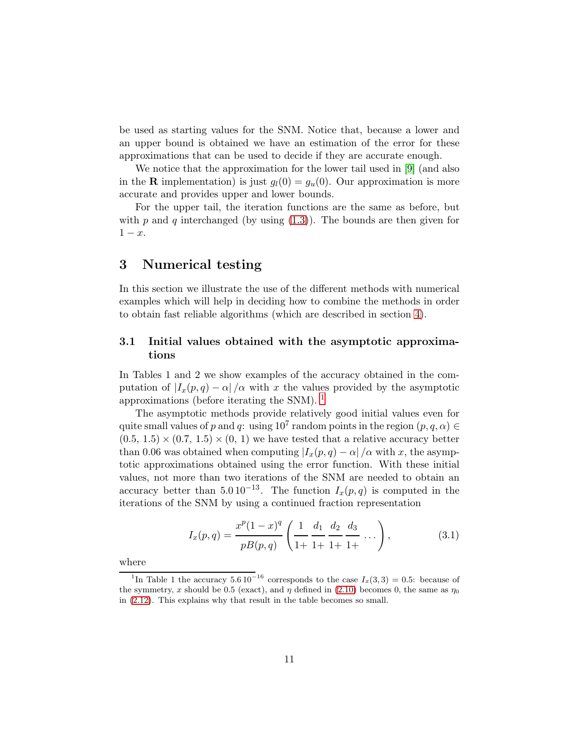be used as starting values for the SNM. Notice that, because a lower and an upper bound is obtained we have an estimation of the error for these approximations that can be used to decide if they are accurate enough.

We notice that the approximation for the lower tail used in [9] (and also in the **R** implementation) is just $g_l(0) = g_u(0)$. Our approximation is more accurate and provides upper and lower bounds.

For the upper tail, the iteration functions are the same as before, but with $p$ and $q$ interchanged (by using (1.3)). The bounds are then given for $1-x$.

## 3 Numerical testing

In this section we illustrate the use of the different methods with numerical examples which will help in deciding how to combine the methods in order to obtain fast reliable algorithms (which are described in section 4).

### 3.1 Initial values obtained with the asymptotic approximations

In Tables 1 and 2 we show examples of the accuracy obtained in the computation of $\left|I_x(p,q)-\alpha\right|/\alpha$ with $x$ the values provided by the asymptotic approximations (before iterating the SNM). [1]

The asymptotic methods provide relatively good initial values even for quite small values of $p$ and $q$: using $10^7$ random points in the region $(p,q,\alpha) \in (0.5,\, 1.5) \times (0.7,\, 1.5) \times (0,\, 1)$ we have tested that a relative accuracy better than 0.06 was obtained when computing $\left|I_x(p,q)-\alpha\right|/\alpha$ with $x$, the asymptotic approximations obtained using the error function. With these initial values, not more than two iterations of the SNM are needed to obtain an accuracy better than $5.0\,10^{-13}$. The function $I_x(p,q)$ is computed in the iterations of the SNM by using a continued fraction representation

$$I_x(p,q) = \frac{x^p(1-x)^q}{pB(p,q)} \left( \frac{1}{1+}\, \frac{d_1}{1+}\, \frac{d_2}{1+}\, \frac{d_3}{1+} \ldots \right), \tag{3.1}$$

where

[1] In Table 1 the accuracy $5.6\,10^{-16}$ corresponds to the case $I_x(3,3) = 0.5$: because of the symmetry, $x$ should be 0.5 (exact), and $\eta$ defined in (2.10) becomes 0, the same as $\eta_0$ in (2.12). This explains why that result in the table becomes so small.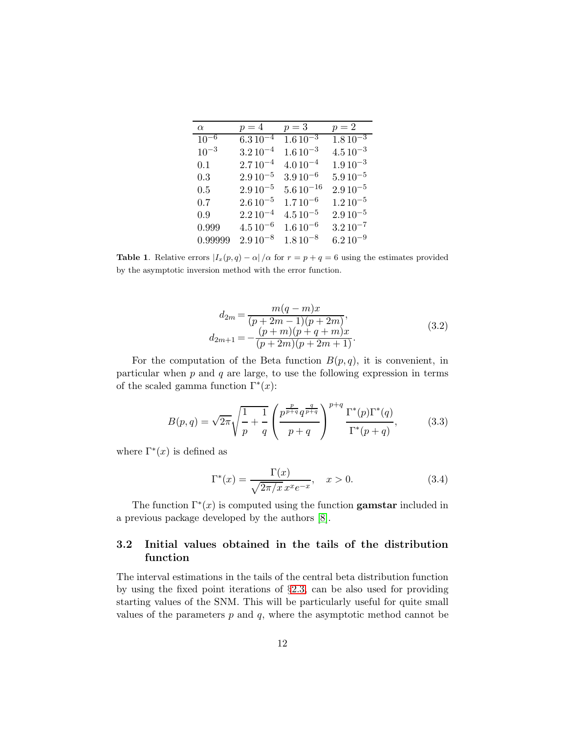| $\alpha$ | $p=4$ | $p=3$ | $p=2$ |
|---|---|---|---|
| $10^{-6}$ | $6.3\,10^{-4}$ | $1.6\,10^{-3}$ | $1.8\,10^{-3}$ |
| $10^{-3}$ | $3.2\,10^{-4}$ | $1.6\,10^{-3}$ | $4.5\,10^{-3}$ |
| 0.1 | $2.7\,10^{-4}$ | $4.0\,10^{-4}$ | $1.9\,10^{-3}$ |
| 0.3 | $2.9\,10^{-5}$ | $3.9\,10^{-6}$ | $5.9\,10^{-5}$ |
| 0.5 | $2.9\,10^{-5}$ | $5.6\,10^{-16}$ | $2.9\,10^{-5}$ |
| 0.7 | $2.6\,10^{-5}$ | $1.7\,10^{-6}$ | $1.2\,10^{-5}$ |
| 0.9 | $2.2\,10^{-4}$ | $4.5\,10^{-5}$ | $2.9\,10^{-5}$ |
| 0.999 | $4.5\,10^{-6}$ | $1.6\,10^{-6}$ | $3.2\,10^{-7}$ |
| 0.99999 | $2.9\,10^{-8}$ | $1.8\,10^{-8}$ | $6.2\,10^{-9}$ |

**Table 1**. Relative errors $|I_x(p,q)-\alpha|/\alpha$ for $r=p+q=6$ using the estimates provided by the asymptotic inversion method with the error function.

$$
\begin{aligned}
d_{2m} &= \frac{m(q-m)x}{(p+2m-1)(p+2m)},\\
d_{2m+1} &= -\frac{(p+m)(p+q+m)x}{(p+2m)(p+2m+1)}.
\end{aligned}
\tag{3.2}
$$

For the computation of the Beta function $B(p,q)$, it is convenient, in particular when $p$ and $q$ are large, to use the following expression in terms of the scaled gamma function $\Gamma^*(x)$:

$$
B(p,q)=\sqrt{2\pi}\sqrt{\frac{1}{p}+\frac{1}{q}}\left(\frac{p^{\frac{p}{p+q}}q^{\frac{q}{p+q}}}{p+q}\right)^{p+q}\frac{\Gamma^*(p)\Gamma^*(q)}{\Gamma^*(p+q)},
\tag{3.3}
$$

where $\Gamma^*(x)$ is defined as

$$
\Gamma^*(x)=\frac{\Gamma(x)}{\sqrt{2\pi/x}\,x^x e^{-x}},\quad x>0.
\tag{3.4}
$$

The function $\Gamma^*(x)$ is computed using the function **gamstar** included in a previous package developed by the authors [8].

### 3.2 Initial values obtained in the tails of the distribution function

The interval estimations in the tails of the central beta distribution function by using the fixed point iterations of §2.3, can be also used for providing starting values of the SNM. This will be particularly useful for quite small values of the parameters $p$ and $q$, where the asymptotic method cannot be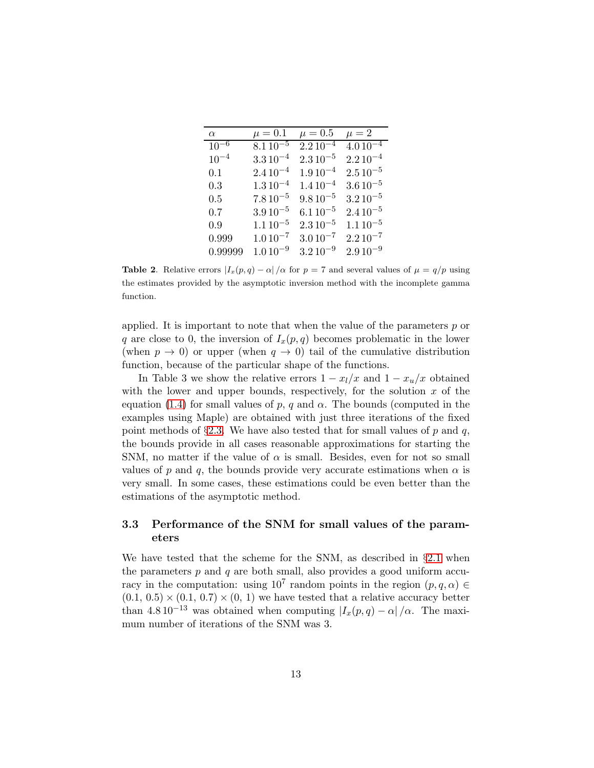| $\alpha$ | $\mu = 0.1$ | $\mu = 0.5$ | $\mu = 2$ |
|---|---|---|---|
| $10^{-6}$ | $8.1\,10^{-5}$ | $2.2\,10^{-4}$ | $4.0\,10^{-4}$ |
| $10^{-4}$ | $3.3\,10^{-4}$ | $2.3\,10^{-5}$ | $2.2\,10^{-4}$ |
| 0.1 | $2.4\,10^{-4}$ | $1.9\,10^{-4}$ | $2.5\,10^{-5}$ |
| 0.3 | $1.3\,10^{-4}$ | $1.4\,10^{-4}$ | $3.6\,10^{-5}$ |
| 0.5 | $7.8\,10^{-5}$ | $9.8\,10^{-5}$ | $3.2\,10^{-5}$ |
| 0.7 | $3.9\,10^{-5}$ | $6.1\,10^{-5}$ | $2.4\,10^{-5}$ |
| 0.9 | $1.1\,10^{-5}$ | $2.3\,10^{-5}$ | $1.1\,10^{-5}$ |
| 0.999 | $1.0\,10^{-7}$ | $3.0\,10^{-7}$ | $2.2\,10^{-7}$ |
| 0.99999 | $1.0\,10^{-9}$ | $3.2\,10^{-9}$ | $2.9\,10^{-9}$ |

**Table 2**. Relative errors $|I_x(p,q) - \alpha|/\alpha$ for $p = 7$ and several values of $\mu = q/p$ using the estimates provided by the asymptotic inversion method with the incomplete gamma function.

applied. It is important to note that when the value of the parameters $p$ or $q$ are close to 0, the inversion of $I_x(p,q)$ becomes problematic in the lower (when $p \to 0$) or upper (when $q \to 0$) tail of the cumulative distribution function, because of the particular shape of the functions.

In Table 3 we show the relative errors $1 - x_l/x$ and $1 - x_u/x$ obtained with the lower and upper bounds, respectively, for the solution $x$ of the equation (1.4) for small values of $p$, $q$ and $\alpha$. The bounds (computed in the examples using Maple) are obtained with just three iterations of the fixed point methods of §2.3. We have also tested that for small values of $p$ and $q$, the bounds provide in all cases reasonable approximations for starting the SNM, no matter if the value of $\alpha$ is small. Besides, even for not so small values of $p$ and $q$, the bounds provide very accurate estimations when $\alpha$ is very small. In some cases, these estimations could be even better than the estimations of the asymptotic method.

### 3.3 Performance of the SNM for small values of the parameters

We have tested that the scheme for the SNM, as described in §2.1 when the parameters $p$ and $q$ are both small, also provides a good uniform accuracy in the computation: using $10^7$ random points in the region $(p, q, \alpha) \in (0.1,\, 0.5) \times (0.1,\, 0.7) \times (0,\, 1)$ we have tested that a relative accuracy better than $4.8\,10^{-13}$ was obtained when computing $|I_x(p,q) - \alpha|/\alpha$. The maximum number of iterations of the SNM was 3.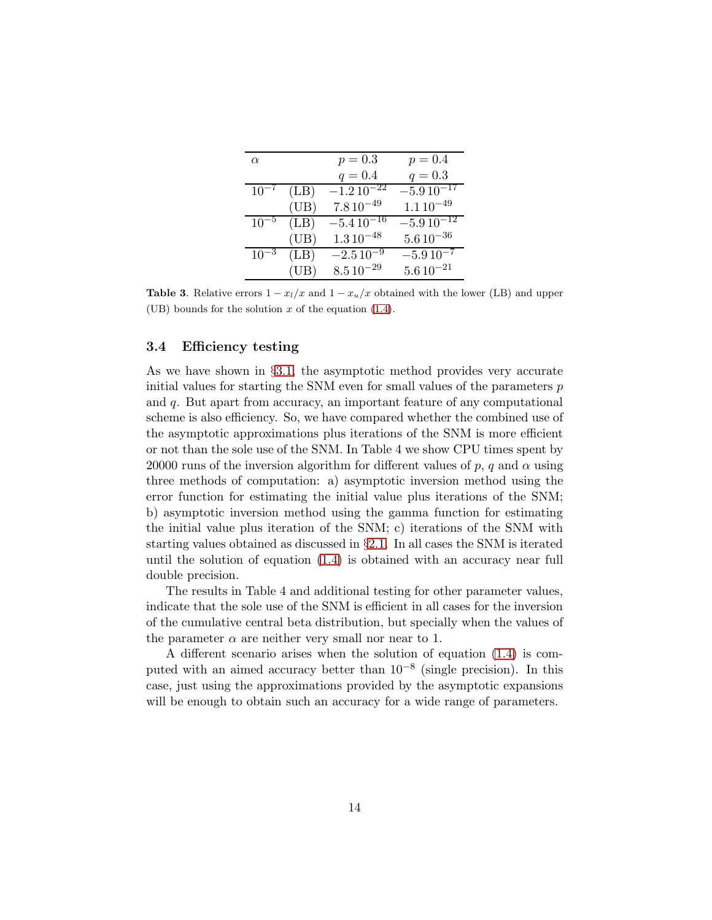| $\alpha$ | | $p = 0.3$ | $p = 0.4$ |
|---|---|---|---|
| | | $q = 0.4$ | $q = 0.3$ |
| $10^{-7}$ | (LB) | $-1.2\,10^{-22}$ | $-5.9\,10^{-17}$ |
| | (UB) | $7.8\,10^{-49}$ | $1.1\,10^{-49}$ |
| $10^{-5}$ | (LB) | $-5.4\,10^{-16}$ | $-5.9\,10^{-12}$ |
| | (UB) | $1.3\,10^{-48}$ | $5.6\,10^{-36}$ |
| $10^{-3}$ | (LB) | $-2.5\,10^{-9}$ | $-5.9\,10^{-7}$ |
| | (UB) | $8.5\,10^{-29}$ | $5.6\,10^{-21}$ |

**Table 3**. Relative errors $1 - x_l/x$ and $1 - x_u/x$ obtained with the lower (LB) and upper (UB) bounds for the solution $x$ of the equation (1.4).

### 3.4 Efficiency testing

As we have shown in §3.1, the asymptotic method provides very accurate initial values for starting the SNM even for small values of the parameters $p$ and $q$. But apart from accuracy, an important feature of any computational scheme is also efficiency. So, we have compared whether the combined use of the asymptotic approximations plus iterations of the SNM is more efficient or not than the sole use of the SNM. In Table 4 we show CPU times spent by 20000 runs of the inversion algorithm for different values of $p$, $q$ and $\alpha$ using three methods of computation: a) asymptotic inversion method using the error function for estimating the initial value plus iterations of the SNM; b) asymptotic inversion method using the gamma function for estimating the initial value plus iteration of the SNM; c) iterations of the SNM with starting values obtained as discussed in §2.1. In all cases the SNM is iterated until the solution of equation (1.4) is obtained with an accuracy near full double precision.

The results in Table 4 and additional testing for other parameter values, indicate that the sole use of the SNM is efficient in all cases for the inversion of the cumulative central beta distribution, but specially when the values of the parameter $\alpha$ are neither very small nor near to 1.

A different scenario arises when the solution of equation (1.4) is computed with an aimed accuracy better than $10^{-8}$ (single precision). In this case, just using the approximations provided by the asymptotic expansions will be enough to obtain such an accuracy for a wide range of parameters.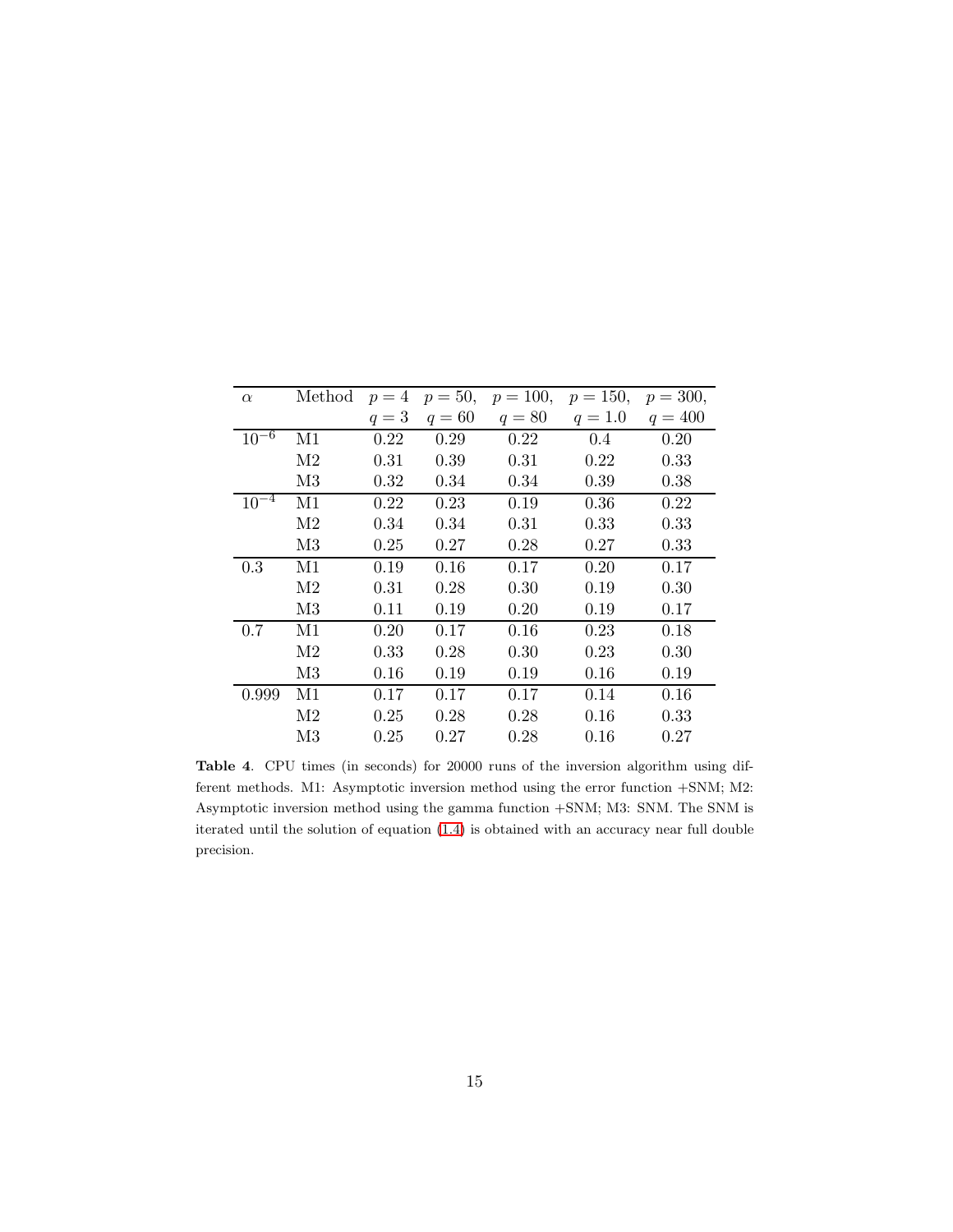| $\alpha$ | Method | $p = 4$ $q = 3$ | $p = 50$, $q = 60$ | $p = 100$, $q = 80$ | $p = 150$, $q = 1.0$ | $p = 300$, $q = 400$ |
|---|---|---|---|---|---|---|
| $10^{-6}$ | M1 | 0.22 | 0.29 | 0.22 | 0.4 | 0.20 |
| | M2 | 0.31 | 0.39 | 0.31 | 0.22 | 0.33 |
| | M3 | 0.32 | 0.34 | 0.34 | 0.39 | 0.38 |
| $10^{-4}$ | M1 | 0.22 | 0.23 | 0.19 | 0.36 | 0.22 |
| | M2 | 0.34 | 0.34 | 0.31 | 0.33 | 0.33 |
| | M3 | 0.25 | 0.27 | 0.28 | 0.27 | 0.33 |
| 0.3 | M1 | 0.19 | 0.16 | 0.17 | 0.20 | 0.17 |
| | M2 | 0.31 | 0.28 | 0.30 | 0.19 | 0.30 |
| | M3 | 0.11 | 0.19 | 0.20 | 0.19 | 0.17 |
| 0.7 | M1 | 0.20 | 0.17 | 0.16 | 0.23 | 0.18 |
| | M2 | 0.33 | 0.28 | 0.30 | 0.23 | 0.30 |
| | M3 | 0.16 | 0.19 | 0.19 | 0.16 | 0.19 |
| 0.999 | M1 | 0.17 | 0.17 | 0.17 | 0.14 | 0.16 |
| | M2 | 0.25 | 0.28 | 0.28 | 0.16 | 0.33 |
| | M3 | 0.25 | 0.27 | 0.28 | 0.16 | 0.27 |

**Table 4**. CPU times (in seconds) for 20000 runs of the inversion algorithm using different methods. M1: Asymptotic inversion method using the error function +SNM; M2: Asymptotic inversion method using the gamma function +SNM; M3: SNM. The SNM is iterated until the solution of equation (1.4) is obtained with an accuracy near full double precision.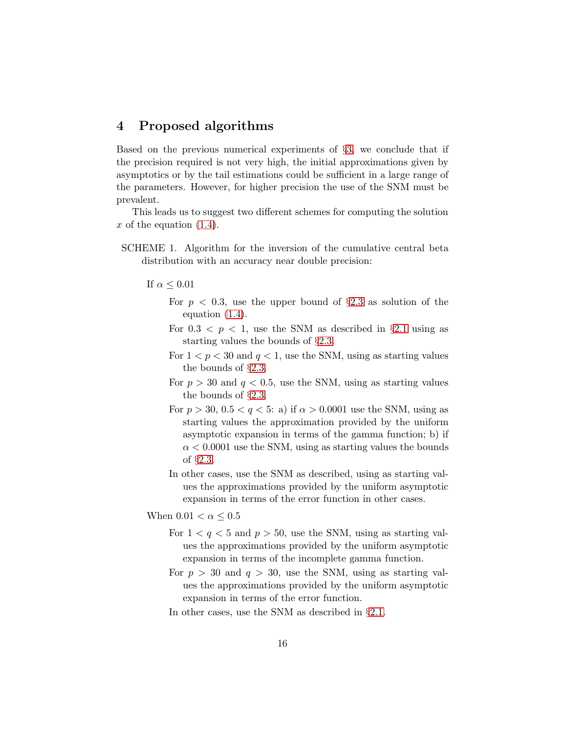## 4 Proposed algorithms

Based on the previous numerical experiments of §3, we conclude that if the precision required is not very high, the initial approximations given by asymptotics or by the tail estimations could be sufficient in a large range of the parameters. However, for higher precision the use of the SNM must be prevalent.

This leads us to suggest two different schemes for computing the solution $x$ of the equation (1.4).

SCHEME 1. Algorithm for the inversion of the cumulative central beta distribution with an accuracy near double precision:

If $\alpha \le 0.01$

- For $p < 0.3$, use the upper bound of §2.3 as solution of the equation (1.4).
- For $0.3 < p < 1$, use the SNM as described in §2.1 using as starting values the bounds of §2.3.
- For $1 < p < 30$ and $q < 1$, use the SNM, using as starting values the bounds of §2.3.
- For $p > 30$ and $q < 0.5$, use the SNM, using as starting values the bounds of §2.3.
- For $p > 30$, $0.5 < q < 5$: a) if $\alpha > 0.0001$ use the SNM, using as starting values the approximation provided by the uniform asymptotic expansion in terms of the gamma function; b) if $\alpha < 0.0001$ use the SNM, using as starting values the bounds of §2.3.
- In other cases, use the SNM as described, using as starting values the approximations provided by the uniform asymptotic expansion in terms of the error function in other cases.

When $0.01 < \alpha \le 0.5$

- For $1 < q < 5$ and $p > 50$, use the SNM, using as starting values the approximations provided by the uniform asymptotic expansion in terms of the incomplete gamma function.
- For $p > 30$ and $q > 30$, use the SNM, using as starting values the approximations provided by the uniform asymptotic expansion in terms of the error function.
- In other cases, use the SNM as described in §2.1.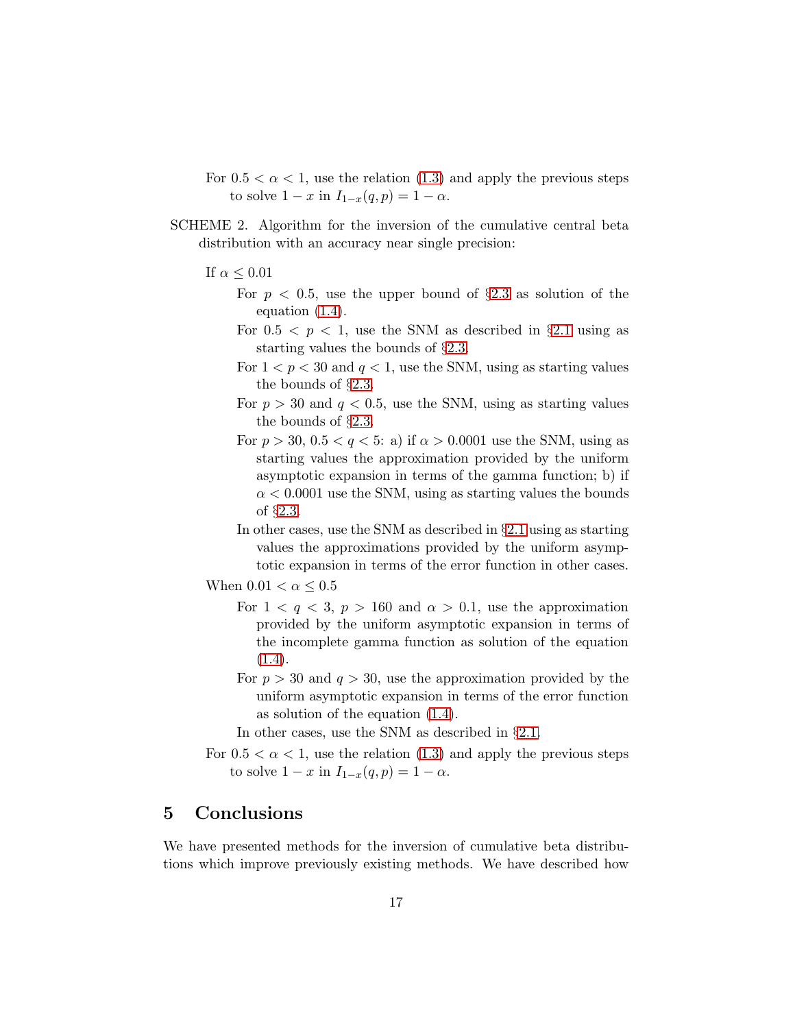For $0.5 < \alpha < 1$, use the relation (1.3) and apply the previous steps to solve $1 - x$ in $I_{1-x}(q, p) = 1 - \alpha$.

SCHEME 2. Algorithm for the inversion of the cumulative central beta distribution with an accuracy near single precision:

If $\alpha \leq 0.01$

- For $p < 0.5$, use the upper bound of §2.3 as solution of the equation (1.4).
- For $0.5 < p < 1$, use the SNM as described in §2.1 using as starting values the bounds of §2.3.
- For $1 < p < 30$ and $q < 1$, use the SNM, using as starting values the bounds of §2.3.
- For $p > 30$ and $q < 0.5$, use the SNM, using as starting values the bounds of §2.3.
- For $p > 30$, $0.5 < q < 5$: a) if $\alpha > 0.0001$ use the SNM, using as starting values the approximation provided by the uniform asymptotic expansion in terms of the gamma function; b) if $\alpha < 0.0001$ use the SNM, using as starting values the bounds of §2.3.
- In other cases, use the SNM as described in §2.1 using as starting values the approximations provided by the uniform asymptotic expansion in terms of the error function in other cases.

When $0.01 < \alpha \leq 0.5$

- For $1 < q < 3$, $p > 160$ and $\alpha > 0.1$, use the approximation provided by the uniform asymptotic expansion in terms of the incomplete gamma function as solution of the equation (1.4).
- For $p > 30$ and $q > 30$, use the approximation provided by the uniform asymptotic expansion in terms of the error function as solution of the equation (1.4).
- In other cases, use the SNM as described in §2.1.

For $0.5 < \alpha < 1$, use the relation (1.3) and apply the previous steps to solve $1 - x$ in $I_{1-x}(q, p) = 1 - \alpha$.

## 5 Conclusions

We have presented methods for the inversion of cumulative beta distributions which improve previously existing methods. We have described how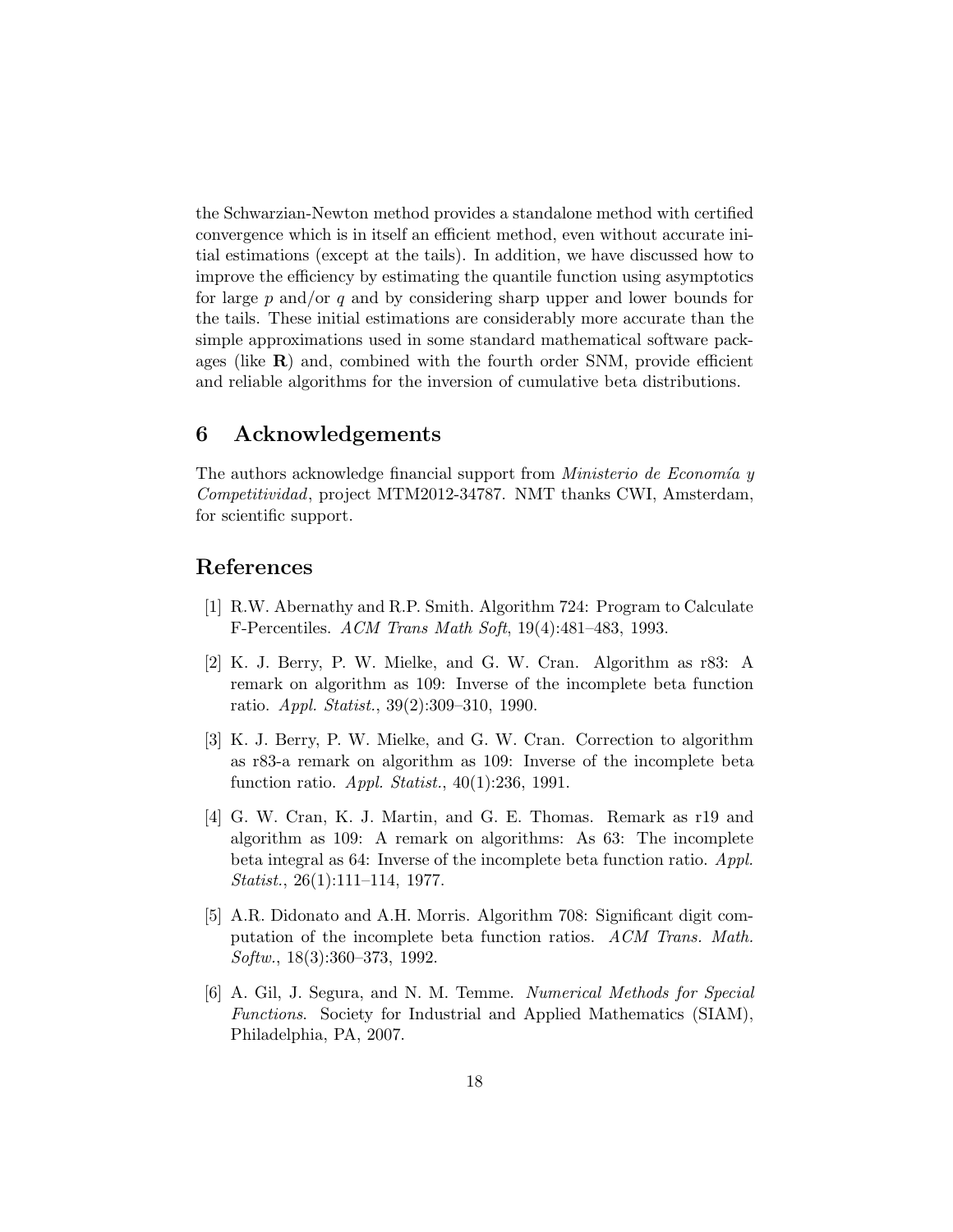the Schwarzian-Newton method provides a standalone method with certified convergence which is in itself an efficient method, even without accurate initial estimations (except at the tails). In addition, we have discussed how to improve the efficiency by estimating the quantile function using asymptotics for large $p$ and/or $q$ and by considering sharp upper and lower bounds for the tails. These initial estimations are considerably more accurate than the simple approximations used in some standard mathematical software packages (like **R**) and, combined with the fourth order SNM, provide efficient and reliable algorithms for the inversion of cumulative beta distributions.

## 6 Acknowledgements

The authors acknowledge financial support from *Ministerio de Economía y Competitividad*, project MTM2012-34787. NMT thanks CWI, Amsterdam, for scientific support.

## References

[1] R.W. Abernathy and R.P. Smith. Algorithm 724: Program to Calculate F-Percentiles. *ACM Trans Math Soft*, 19(4):481–483, 1993.

[2] K. J. Berry, P. W. Mielke, and G. W. Cran. Algorithm as r83: A remark on algorithm as 109: Inverse of the incomplete beta function ratio. *Appl. Statist.*, 39(2):309–310, 1990.

[3] K. J. Berry, P. W. Mielke, and G. W. Cran. Correction to algorithm as r83-a remark on algorithm as 109: Inverse of the incomplete beta function ratio. *Appl. Statist.*, 40(1):236, 1991.

[4] G. W. Cran, K. J. Martin, and G. E. Thomas. Remark as r19 and algorithm as 109: A remark on algorithms: As 63: The incomplete beta integral as 64: Inverse of the incomplete beta function ratio. *Appl. Statist.*, 26(1):111–114, 1977.

[5] A.R. Didonato and A.H. Morris. Algorithm 708: Significant digit computation of the incomplete beta function ratios. *ACM Trans. Math. Softw.*, 18(3):360–373, 1992.

[6] A. Gil, J. Segura, and N. M. Temme. *Numerical Methods for Special Functions*. Society for Industrial and Applied Mathematics (SIAM), Philadelphia, PA, 2007.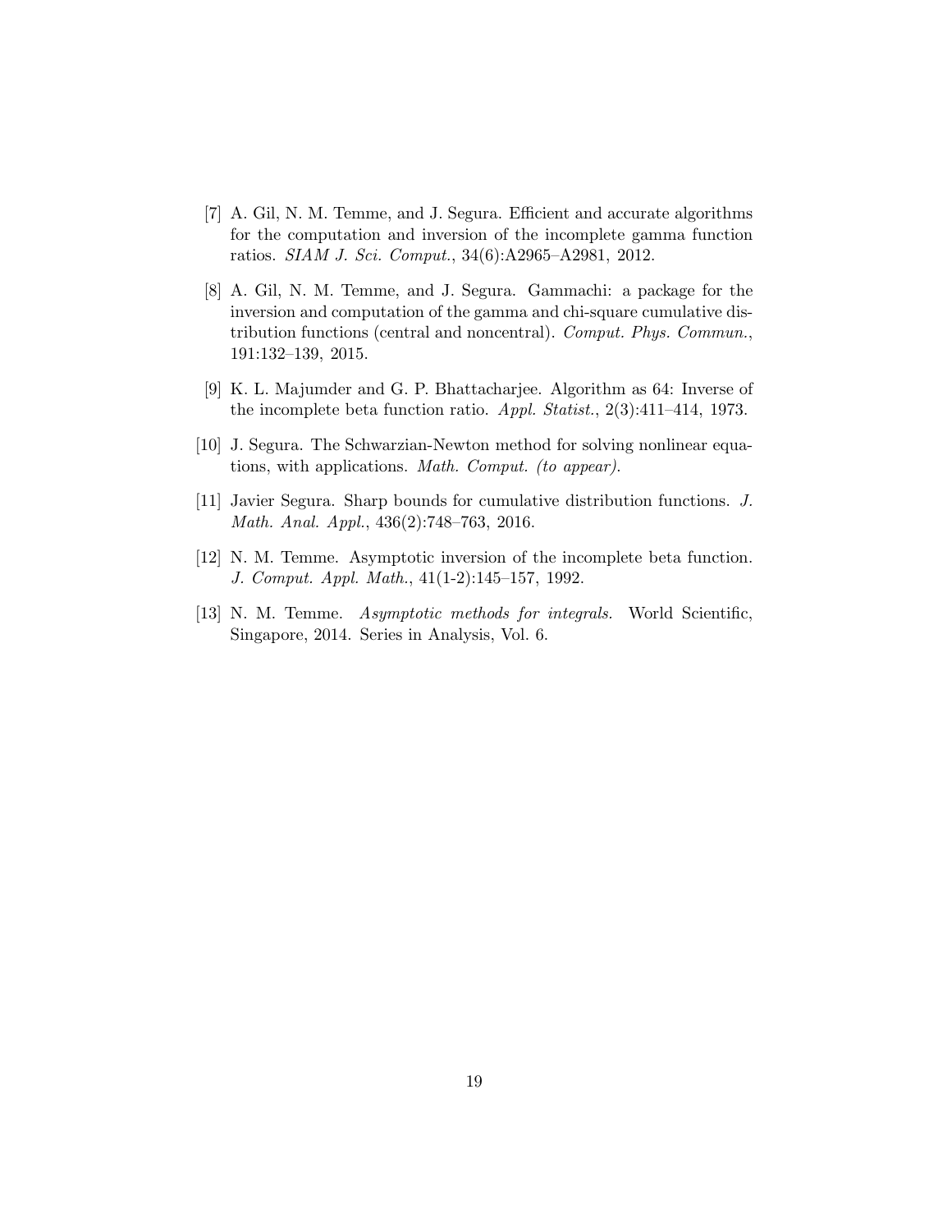[7] A. Gil, N. M. Temme, and J. Segura. Efficient and accurate algorithms for the computation and inversion of the incomplete gamma function ratios. *SIAM J. Sci. Comput.*, 34(6):A2965–A2981, 2012.

[8] A. Gil, N. M. Temme, and J. Segura. Gammachi: a package for the inversion and computation of the gamma and chi-square cumulative distribution functions (central and noncentral). *Comput. Phys. Commun.*, 191:132–139, 2015.

[9] K. L. Majumder and G. P. Bhattacharjee. Algorithm as 64: Inverse of the incomplete beta function ratio. *Appl. Statist.*, 2(3):411–414, 1973.

[10] J. Segura. The Schwarzian-Newton method for solving nonlinear equations, with applications. *Math. Comput. (to appear).*

[11] Javier Segura. Sharp bounds for cumulative distribution functions. *J. Math. Anal. Appl.*, 436(2):748–763, 2016.

[12] N. M. Temme. Asymptotic inversion of the incomplete beta function. *J. Comput. Appl. Math.*, 41(1-2):145–157, 1992.

[13] N. M. Temme. *Asymptotic methods for integrals.* World Scientific, Singapore, 2014. Series in Analysis, Vol. 6.